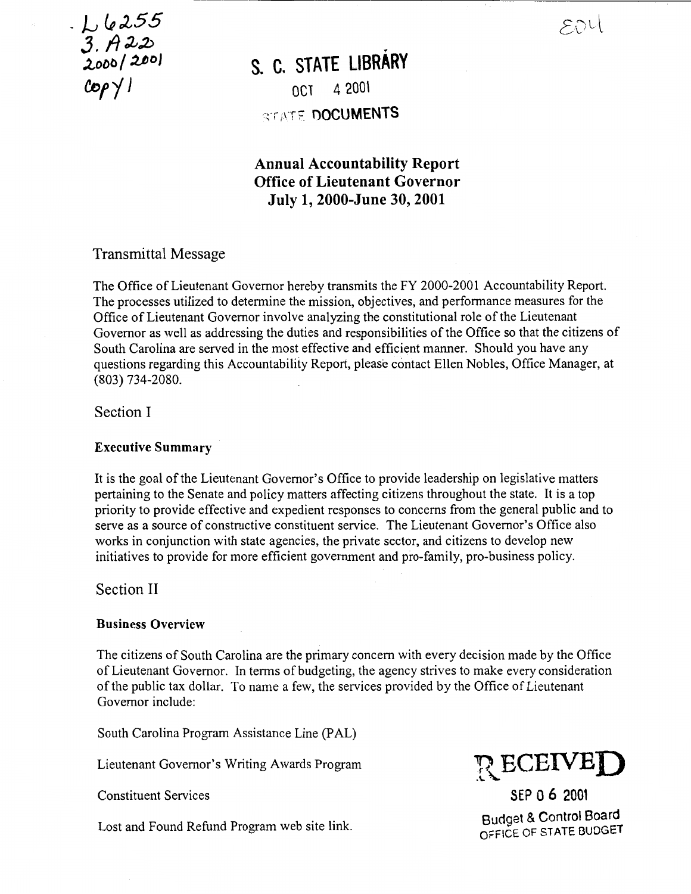L6255
3.A22
2000/2001
Copy 1

E04

S. C. STATE LIBRARY
OCT 4 2001
STATE DOCUMENTS

# Annual Accountability Report
# Office of Lieutenant Governor
# July 1, 2000-June 30, 2001

## Transmittal Message

The Office of Lieutenant Governor hereby transmits the FY 2000-2001 Accountability Report. The processes utilized to determine the mission, objectives, and performance measures for the Office of Lieutenant Governor involve analyzing the constitutional role of the Lieutenant Governor as well as addressing the duties and responsibilities of the Office so that the citizens of South Carolina are served in the most effective and efficient manner. Should you have any questions regarding this Accountability Report, please contact Ellen Nobles, Office Manager, at (803) 734-2080.

## Section I

### Executive Summary

It is the goal of the Lieutenant Governor's Office to provide leadership on legislative matters pertaining to the Senate and policy matters affecting citizens throughout the state. It is a top priority to provide effective and expedient responses to concerns from the general public and to serve as a source of constructive constituent service. The Lieutenant Governor's Office also works in conjunction with state agencies, the private sector, and citizens to develop new initiatives to provide for more efficient government and pro-family, pro-business policy.

## Section II

### Business Overview

The citizens of South Carolina are the primary concern with every decision made by the Office of Lieutenant Governor. In terms of budgeting, the agency strives to make every consideration of the public tax dollar. To name a few, the services provided by the Office of Lieutenant Governor include:

South Carolina Program Assistance Line (PAL)

Lieutenant Governor's Writing Awards Program

Constituent Services

Lost and Found Refund Program web site link.

RECEIVED
SEP 06 2001
Budget & Control Board
OFFICE OF STATE BUDGET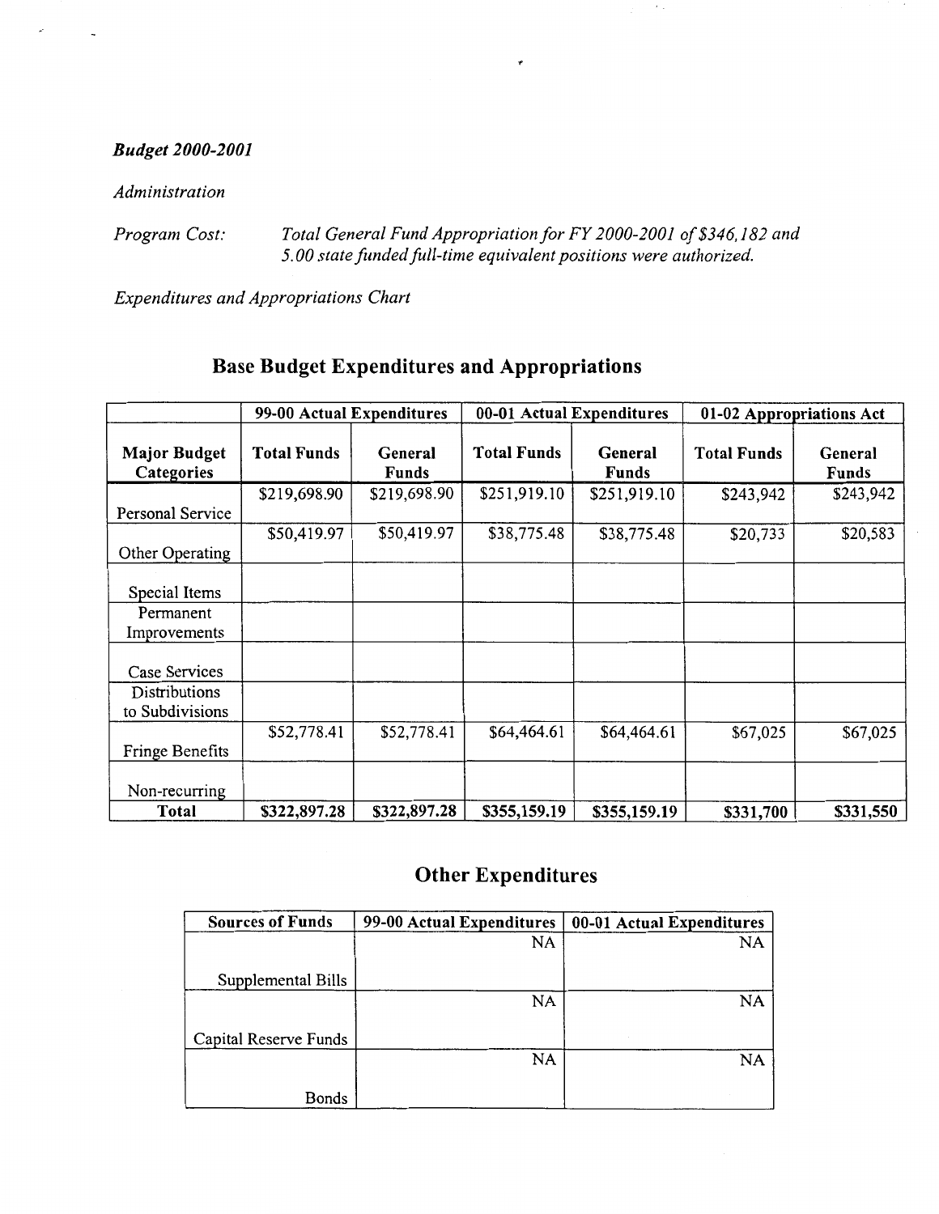***Budget 2000-2001***

*Administration*

*Program Cost:* *Total General Fund Appropriation for FY 2000-2001 of $346,182 and 5.00 state funded full-time equivalent positions were authorized.*

*Expenditures and Appropriations Chart*

## Base Budget Expenditures and Appropriations

| | 99-00 Actual Expenditures | | 00-01 Actual Expenditures | | 01-02 Appropriations Act | |
|---|---|---|---|---|---|---|
| **Major Budget Categories** | **Total Funds** | **General Funds** | **Total Funds** | **General Funds** | **Total Funds** | **General Funds** |
| Personal Service | $219,698.90 | $219,698.90 | $251,919.10 | $251,919.10 | $243,942 | $243,942 |
| Other Operating | $50,419.97 | $50,419.97 | $38,775.48 | $38,775.48 | $20,733 | $20,583 |
| Special Items | | | | | | |
| Permanent Improvements | | | | | | |
| Case Services | | | | | | |
| Distributions to Subdivisions | | | | | | |
| Fringe Benefits | $52,778.41 | $52,778.41 | $64,464.61 | $64,464.61 | $67,025 | $67,025 |
| Non-recurring | | | | | | |
| **Total** | **$322,897.28** | **$322,897.28** | **$355,159.19** | **$355,159.19** | **$331,700** | **$331,550** |

## Other Expenditures

| Sources of Funds | 99-00 Actual Expenditures | 00-01 Actual Expenditures |
|---|---|---|
| Supplemental Bills | NA | NA |
| Capital Reserve Funds | NA | NA |
| Bonds | NA | NA |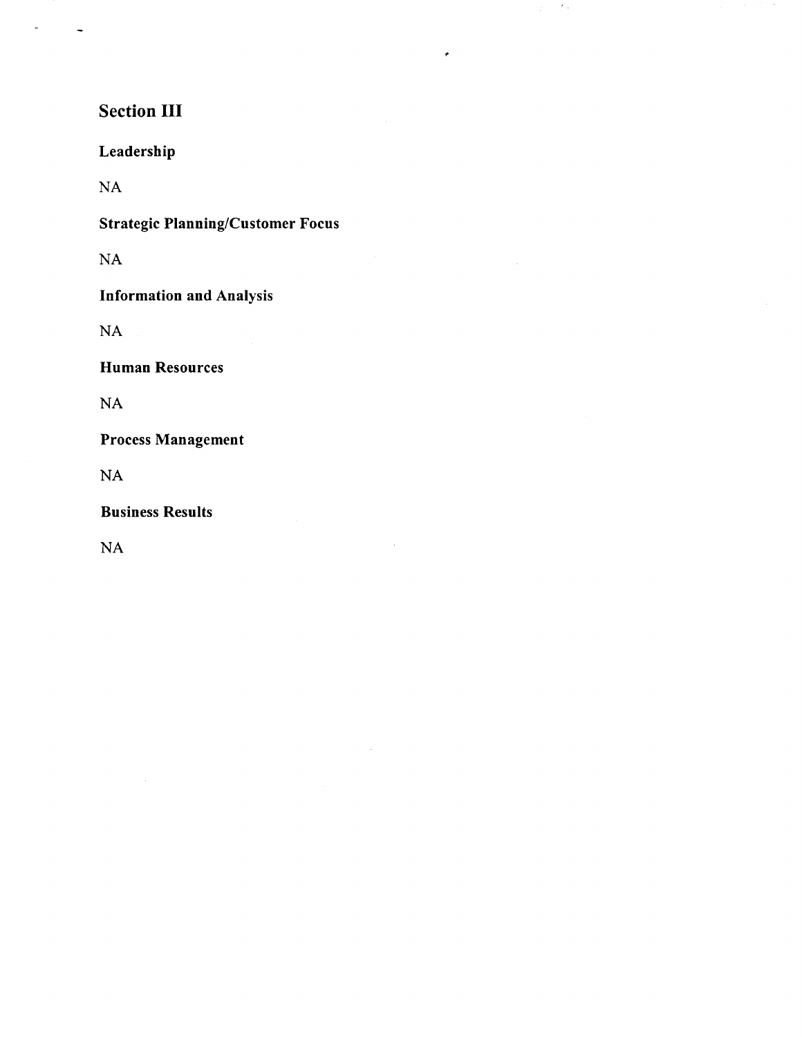## Section III

### Leadership

NA

### Strategic Planning/Customer Focus

NA

### Information and Analysis

NA

### Human Resources

NA

### Process Management

NA

### Business Results

NA